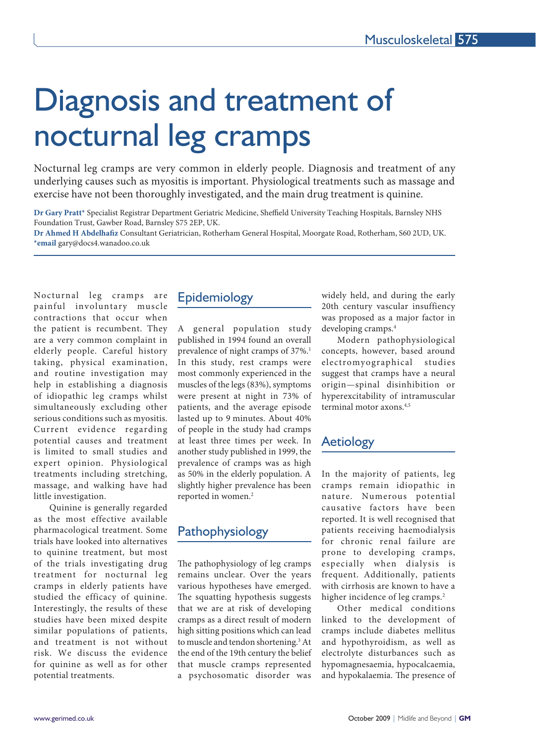# Diagnosis and treatment of nocturnal leg cramps

Nocturnal leg cramps are very common in elderly people. Diagnosis and treatment of any underlying causes such as myositis is important. Physiological treatments such as massage and exercise have not been thoroughly investigated, and the main drug treatment is quinine.

**Dr Gary Pratt*** Specialist Registrar Department Geriatric Medicine, Sheffield University Teaching Hospitals, Barnsley NHS Foundation Trust, Gawber Road, Barnsley S75 2EP, UK.
**Dr Ahmed H Abdelhafiz** Consultant Geriatrician, Rotherham General Hospital, Moorgate Road, Rotherham, S60 2UD, UK.
***email** gary@docs4.wanadoo.co.uk

Nocturnal leg cramps are painful involuntary muscle contractions that occur when the patient is recumbent. They are a very common complaint in elderly people. Careful history taking, physical examination, and routine investigation may help in establishing a diagnosis of idiopathic leg cramps whilst simultaneously excluding other serious conditions such as myositis. Current evidence regarding potential causes and treatment is limited to small studies and expert opinion. Physiological treatments including stretching, massage, and walking have had little investigation.

Quinine is generally regarded as the most effective available pharmacological treatment. Some trials have looked into alternatives to quinine treatment, but most of the trials investigating drug treatment for nocturnal leg cramps in elderly patients have studied the efficacy of quinine. Interestingly, the results of these studies have been mixed despite similar populations of patients, and treatment is not without risk. We discuss the evidence for quinine as well as for other potential treatments.

## Epidemiology

A general population study published in 1994 found an overall prevalence of night cramps of 37%.[1] In this study, rest cramps were most commonly experienced in the muscles of the legs (83%), symptoms were present at night in 73% of patients, and the average episode lasted up to 9 minutes. About 40% of people in the study had cramps at least three times per week. In another study published in 1999, the prevalence of cramps was as high as 50% in the elderly population. A slightly higher prevalence has been reported in women.[2]

## Pathophysiology

The pathophysiology of leg cramps remains unclear. Over the years various hypotheses have emerged. The squatting hypothesis suggests that we are at risk of developing cramps as a direct result of modern high sitting positions which can lead to muscle and tendon shortening.[3] At the end of the 19th century the belief that muscle cramps represented a psychosomatic disorder was widely held, and during the early 20th century vascular insuffiency was proposed as a major factor in developing cramps.[4]

Modern pathophysiological concepts, however, based around electromyographical studies suggest that cramps have a neural origin—spinal disinhibition or hyperexcitability of intramuscular terminal motor axons.[4,5]

## Aetiology

In the majority of patients, leg cramps remain idiopathic in nature. Numerous potential causative factors have been reported. It is well recognised that patients receiving haemodialysis for chronic renal failure are prone to developing cramps, especially when dialysis is frequent. Additionally, patients with cirrhosis are known to have a higher incidence of leg cramps.[2]

Other medical conditions linked to the development of cramps include diabetes mellitus and hypothyroidism, as well as electrolyte disturbances such as hypomagnesaemia, hypocalcaemia, and hypokalaemia. The presence of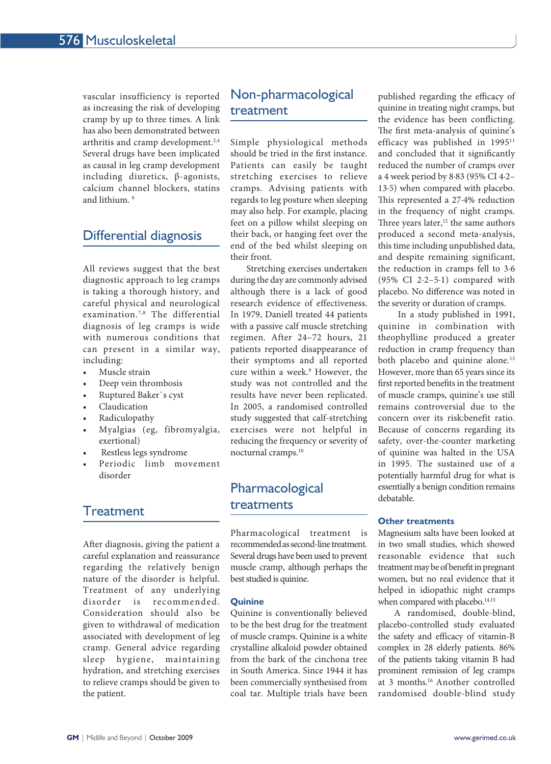vascular insufficiency is reported as increasing the risk of developing cramp by up to three times. A link has also been demonstrated between arthritis and cramp development.[2,4] Several drugs have been implicated as causal in leg cramp development including diuretics, β-agonists, calcium channel blockers, statins and lithium.[6]

## Differential diagnosis

All reviews suggest that the best diagnostic approach to leg cramps is taking a thorough history, and careful physical and neurological examination.[7,8] The differential diagnosis of leg cramps is wide with numerous conditions that can present in a similar way, including:

- Muscle strain
- Deep vein thrombosis
- Ruptured Baker`s cyst
- Claudication
- Radiculopathy
- Myalgias (eg, fibromyalgia, exertional)
- Restless legs syndrome
- Periodic limb movement disorder

## Treatment

After diagnosis, giving the patient a careful explanation and reassurance regarding the relatively benign nature of the disorder is helpful. Treatment of any underlying disorder is recommended. Consideration should also be given to withdrawal of medication associated with development of leg cramp. General advice regarding sleep hygiene, maintaining hydration, and stretching exercises to relieve cramps should be given to the patient.

## Non-pharmacological treatment

Simple physiological methods should be tried in the first instance. Patients can easily be taught stretching exercises to relieve cramps. Advising patients with regards to leg posture when sleeping may also help. For example, placing feet on a pillow whilst sleeping on their back, or hanging feet over the end of the bed whilst sleeping on their front.

Stretching exercises undertaken during the day are commonly advised although there is a lack of good research evidence of effectiveness. In 1979, Daniell treated 44 patients with a passive calf muscle stretching regimen. After 24–72 hours, 21 patients reported disappearance of their symptoms and all reported cure within a week.[9] However, the study was not controlled and the results have never been replicated. In 2005, a randomised controlled study suggested that calf-stretching exercises were not helpful in reducing the frequency or severity of nocturnal cramps.[10]

## Pharmacological treatments

Pharmacological treatment is recommended as second-line treatment. Several drugs have been used to prevent muscle cramp, although perhaps the best studied is quinine.

### Quinine

Quinine is conventionally believed to be the best drug for the treatment of muscle cramps. Quinine is a white crystalline alkaloid powder obtained from the bark of the cinchona tree in South America. Since 1944 it has been commercially synthesised from coal tar. Multiple trials have been published regarding the efficacy of quinine in treating night cramps, but the evidence has been conflicting. The first meta-analysis of quinine's efficacy was published in 1995[11] and concluded that it significantly reduced the number of cramps over a 4 week period by 8·83 (95% CI 4·2–13·5) when compared with placebo. This represented a 27·4% reduction in the frequency of night cramps. Three years later,[12] the same authors produced a second meta-analysis, this time including unpublished data, and despite remaining significant, the reduction in cramps fell to 3·6 (95% CI 2·2–5·1) compared with placebo. No difference was noted in the severity or duration of cramps.

In a study published in 1991, quinine in combination with theophylline produced a greater reduction in cramp frequency than both placebo and quinine alone.[13] However, more than 65 years since its first reported benefits in the treatment of muscle cramps, quinine's use still remains controversial due to the concern over its risk:benefit ratio. Because of concerns regarding its safety, over-the-counter marketing of quinine was halted in the USA in 1995. The sustained use of a potentially harmful drug for what is essentially a benign condition remains debatable.

### Other treatments

Magnesium salts have been looked at in two small studies, which showed reasonable evidence that such treatment may be of benefit in pregnant women, but no real evidence that it helped in idiopathic night cramps when compared with placebo.[14,15]

A randomised, double-blind, placebo-controlled study evaluated the safety and efficacy of vitamin-B complex in 28 elderly patients. 86% of the patients taking vitamin B had prominent remission of leg cramps at 3 months.[16] Another controlled randomised double-blind study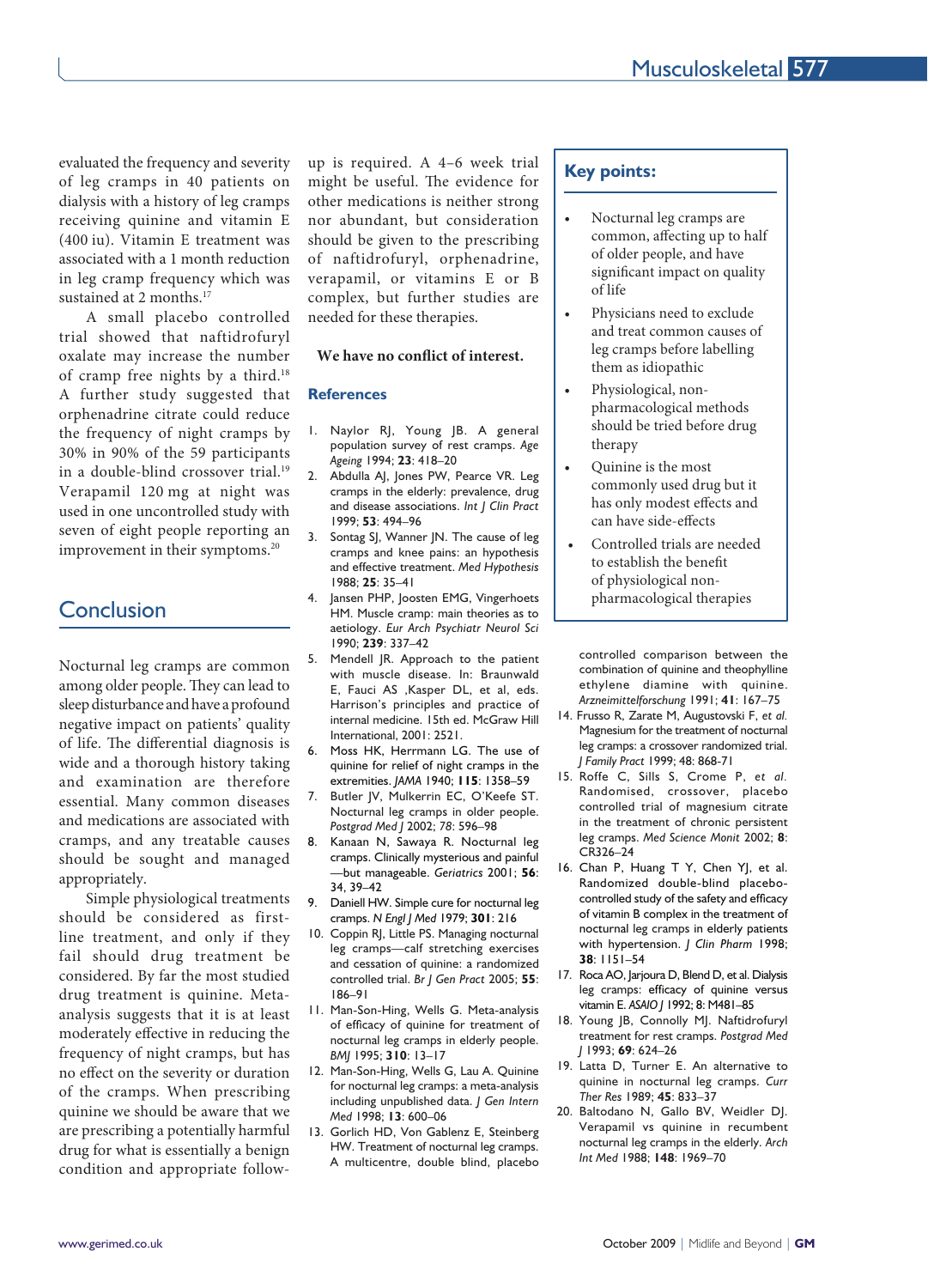evaluated the frequency and severity of leg cramps in 40 patients on dialysis with a history of leg cramps receiving quinine and vitamin E (400 iu). Vitamin E treatment was associated with a 1 month reduction in leg cramp frequency which was sustained at 2 months.[17]

A small placebo controlled trial showed that naftidrofuryl oxalate may increase the number of cramp free nights by a third.[18] A further study suggested that orphenadrine citrate could reduce the frequency of night cramps by 30% in 90% of the 59 participants in a double-blind crossover trial.[19] Verapamil 120 mg at night was used in one uncontrolled study with seven of eight people reporting an improvement in their symptoms.[20]

## Conclusion

Nocturnal leg cramps are common among older people. They can lead to sleep disturbance and have a profound negative impact on patients' quality of life. The differential diagnosis is wide and a thorough history taking and examination are therefore essential. Many common diseases and medications are associated with cramps, and any treatable causes should be sought and managed appropriately.

Simple physiological treatments should be considered as first-line treatment, and only if they fail should drug treatment be considered. By far the most studied drug treatment is quinine. Meta-analysis suggests that it is at least moderately effective in reducing the frequency of night cramps, but has no effect on the severity or duration of the cramps. When prescribing quinine we should be aware that we are prescribing a potentially harmful drug for what is essentially a benign condition and appropriate follow-up is required. A 4–6 week trial might be useful. The evidence for other medications is neither strong nor abundant, but consideration should be given to the prescribing of naftidrofuryl, orphenadrine, verapamil, or vitamins E or B complex, but further studies are needed for these therapies.

**We have no conflict of interest.**

## Key points:

- Nocturnal leg cramps are common, affecting up to half of older people, and have significant impact on quality of life
- Physicians need to exclude and treat common causes of leg cramps before labelling them as idiopathic
- Physiological, non-pharmacological methods should be tried before drug therapy
- Quinine is the most commonly used drug but it has only modest effects and can have side-effects
- Controlled trials are needed to establish the benefit of physiological non-pharmacological therapies

## References

1. Naylor RJ, Young JB. A general population survey of rest cramps. *Age Ageing* 1994; **23**: 418–20
2. Abdulla AJ, Jones PW, Pearce VR. Leg cramps in the elderly: prevalence, drug and disease associations. *Int J Clin Pract* 1999; **53**: 494–96
3. Sontag SJ, Wanner JN. The cause of leg cramps and knee pains: an hypothesis and effective treatment. *Med Hypothesis* 1988; **25**: 35–41
4. Jansen PHP, Joosten EMG, Vingerhoets HM. Muscle cramp: main theories as to aetiology. *Eur Arch Psychiatr Neurol Sci* 1990; **239**: 337–42
5. Mendell JR. Approach to the patient with muscle disease. In: Braunwald E, Fauci AS ,Kasper DL, et al, eds. Harrison's principles and practice of internal medicine. 15th ed. McGraw Hill International, 2001: 2521.
6. Moss HK, Herrmann LG. The use of quinine for relief of night cramps in the extremities. *JAMA* 1940; **115**: 1358–59
7. Butler JV, Mulkerrin EC, O'Keefe ST. Nocturnal leg cramps in older people. *Postgrad Med J* 2002; *78*: 596–98
8. Kanaan N, Sawaya R. Nocturnal leg cramps. Clinically mysterious and painful—but manageable. *Geriatrics* 2001; **56**: 34, 39–42
9. Daniell HW. Simple cure for nocturnal leg cramps. *N Engl J Med* 1979; **301**: 216
10. Coppin RJ, Little PS. Managing nocturnal leg cramps—calf stretching exercises and cessation of quinine: a randomized controlled trial. *Br J Gen Pract* 2005; **55**: 186–91
11. Man-Son-Hing, Wells G. Meta-analysis of efficacy of quinine for treatment of nocturnal leg cramps in elderly people. *BMJ* 1995; **310**: 13–17
12. Man-Son-Hing, Wells G, Lau A. Quinine for nocturnal leg cramps: a meta-analysis including unpublished data. *J Gen Intern Med* 1998; **13**: 600–06
13. Gorlich HD, Von Gablenz E, Steinberg HW. Treatment of nocturnal leg cramps. A multicentre, double blind, placebo controlled comparison between the combination of quinine and theophylline ethylene diamine with quinine. *Arzneimittelforschung* 1991; **41**: 167–75
14. Frusso R, Zarate M, Augustovski F, *et al.* Magnesium for the treatment of nocturnal leg cramps: a crossover randomized trial. *J Family Pract* 1999; 48: 868–71
15. Roffe C, Sills S, Crome P, *et al.* Randomised, crossover, placebo controlled trial of magnesium citrate in the treatment of chronic persistent leg cramps. *Med Science Monit* 2002; **8**: CR326–24
16. Chan P, Huang T Y, Chen YJ, et al. Randomized double-blind placebo-controlled study of the safety and efficacy of vitamin B complex in the treatment of nocturnal leg cramps in elderly patients with hypertension. *J Clin Pharm* 1998; **38**: 1151–54
17. Roca AO, Jarjoura D, Blend D, et al. Dialysis leg cramps: efficacy of quinine versus vitamin E. *ASAIO J* 1992; 8: M481–85
18. Young JB, Connolly MJ. Naftidrofuryl treatment for rest cramps. *Postgrad Med J* 1993; **69**: 624–26
19. Latta D, Turner E. An alternative to quinine in nocturnal leg cramps. *Curr Ther Res* 1989; **45**: 833–37
20. Baltodano N, Gallo BV, Weidler DJ. Verapamil vs quinine in recumbent nocturnal leg cramps in the elderly. *Arch Int Med* 1988; **148**: 1969–70